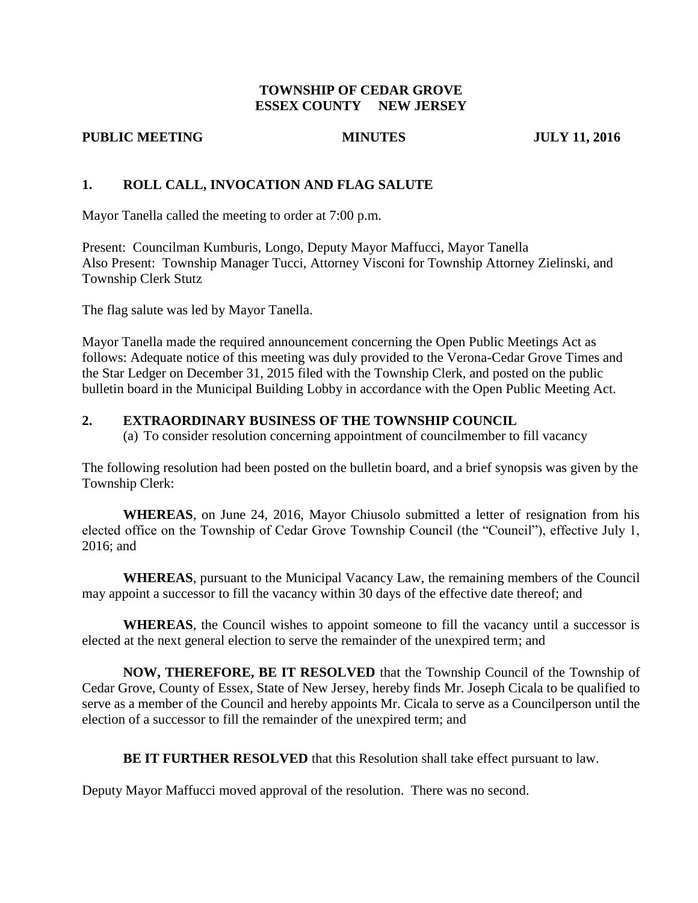# TOWNSHIP OF CEDAR GROVE
# ESSEX COUNTY NEW JERSEY

**PUBLIC MEETING MINUTES JULY 11, 2016**

## 1. ROLL CALL, INVOCATION AND FLAG SALUTE

Mayor Tanella called the meeting to order at 7:00 p.m.

Present: Councilman Kumburis, Longo, Deputy Mayor Maffucci, Mayor Tanella
Also Present: Township Manager Tucci, Attorney Visconi for Township Attorney Zielinski, and Township Clerk Stutz

The flag salute was led by Mayor Tanella.

Mayor Tanella made the required announcement concerning the Open Public Meetings Act as follows: Adequate notice of this meeting was duly provided to the Verona-Cedar Grove Times and the Star Ledger on December 31, 2015 filed with the Township Clerk, and posted on the public bulletin board in the Municipal Building Lobby in accordance with the Open Public Meeting Act.

## 2. EXTRAORDINARY BUSINESS OF THE TOWNSHIP COUNCIL

(a) To consider resolution concerning appointment of councilmember to fill vacancy

The following resolution had been posted on the bulletin board, and a brief synopsis was given by the Township Clerk:

**WHEREAS**, on June 24, 2016, Mayor Chiusolo submitted a letter of resignation from his elected office on the Township of Cedar Grove Township Council (the "Council"), effective July 1, 2016; and

**WHEREAS**, pursuant to the Municipal Vacancy Law, the remaining members of the Council may appoint a successor to fill the vacancy within 30 days of the effective date thereof; and

**WHEREAS**, the Council wishes to appoint someone to fill the vacancy until a successor is elected at the next general election to serve the remainder of the unexpired term; and

**NOW, THEREFORE, BE IT RESOLVED** that the Township Council of the Township of Cedar Grove, County of Essex, State of New Jersey, hereby finds Mr. Joseph Cicala to be qualified to serve as a member of the Council and hereby appoints Mr. Cicala to serve as a Councilperson until the election of a successor to fill the remainder of the unexpired term; and

**BE IT FURTHER RESOLVED** that this Resolution shall take effect pursuant to law.

Deputy Mayor Maffucci moved approval of the resolution. There was no second.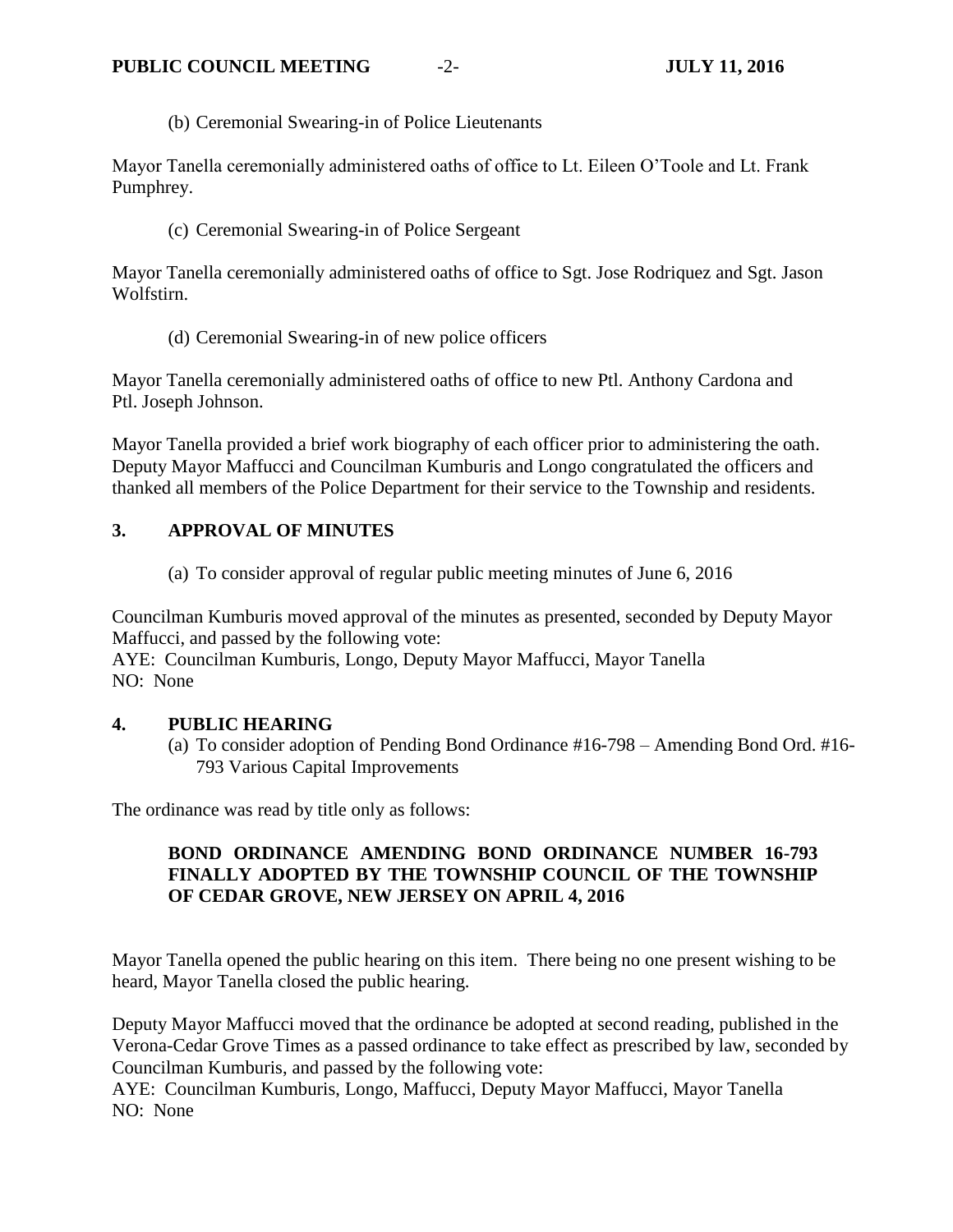(b) Ceremonial Swearing-in of Police Lieutenants

Mayor Tanella ceremonially administered oaths of office to Lt. Eileen O'Toole and Lt. Frank Pumphrey.

(c) Ceremonial Swearing-in of Police Sergeant

Mayor Tanella ceremonially administered oaths of office to Sgt. Jose Rodriquez and Sgt. Jason Wolfstirn.

(d) Ceremonial Swearing-in of new police officers

Mayor Tanella ceremonially administered oaths of office to new Ptl. Anthony Cardona and Ptl. Joseph Johnson.

Mayor Tanella provided a brief work biography of each officer prior to administering the oath. Deputy Mayor Maffucci and Councilman Kumburis and Longo congratulated the officers and thanked all members of the Police Department for their service to the Township and residents.

## 3. APPROVAL OF MINUTES

(a) To consider approval of regular public meeting minutes of June 6, 2016

Councilman Kumburis moved approval of the minutes as presented, seconded by Deputy Mayor Maffucci, and passed by the following vote:
AYE: Councilman Kumburis, Longo, Deputy Mayor Maffucci, Mayor Tanella
NO: None

## 4. PUBLIC HEARING

(a) To consider adoption of Pending Bond Ordinance #16-798 – Amending Bond Ord. #16-793 Various Capital Improvements

The ordinance was read by title only as follows:

**BOND ORDINANCE AMENDING BOND ORDINANCE NUMBER 16-793 FINALLY ADOPTED BY THE TOWNSHIP COUNCIL OF THE TOWNSHIP OF CEDAR GROVE, NEW JERSEY ON APRIL 4, 2016**

Mayor Tanella opened the public hearing on this item. There being no one present wishing to be heard, Mayor Tanella closed the public hearing.

Deputy Mayor Maffucci moved that the ordinance be adopted at second reading, published in the Verona-Cedar Grove Times as a passed ordinance to take effect as prescribed by law, seconded by Councilman Kumburis, and passed by the following vote:
AYE: Councilman Kumburis, Longo, Maffucci, Deputy Mayor Maffucci, Mayor Tanella
NO: None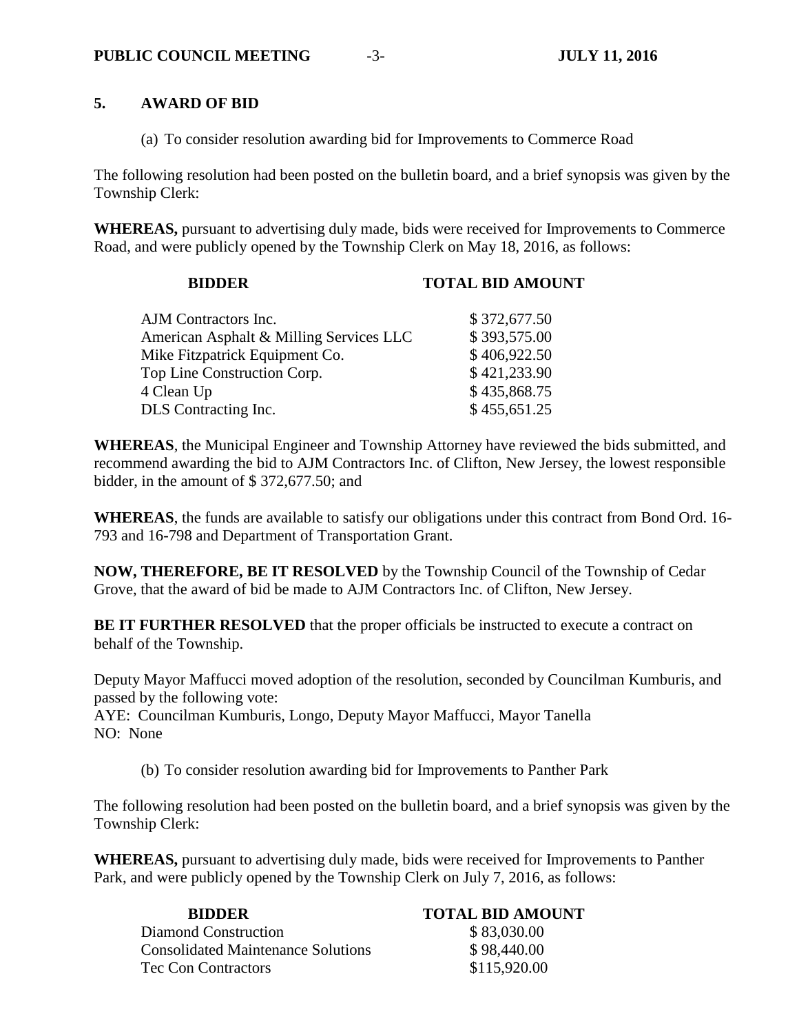## 5. AWARD OF BID

(a) To consider resolution awarding bid for Improvements to Commerce Road

The following resolution had been posted on the bulletin board, and a brief synopsis was given by the Township Clerk:

**WHEREAS,** pursuant to advertising duly made, bids were received for Improvements to Commerce Road, and were publicly opened by the Township Clerk on May 18, 2016, as follows:

| BIDDER | TOTAL BID AMOUNT |
|---|---|
| AJM Contractors Inc. | $ 372,677.50 |
| American Asphalt & Milling Services LLC | $ 393,575.00 |
| Mike Fitzpatrick Equipment Co. | $ 406,922.50 |
| Top Line Construction Corp. | $ 421,233.90 |
| 4 Clean Up | $ 435,868.75 |
| DLS Contracting Inc. | $ 455,651.25 |

**WHEREAS**, the Municipal Engineer and Township Attorney have reviewed the bids submitted, and recommend awarding the bid to AJM Contractors Inc. of Clifton, New Jersey, the lowest responsible bidder, in the amount of $ 372,677.50; and

**WHEREAS**, the funds are available to satisfy our obligations under this contract from Bond Ord. 16-793 and 16-798 and Department of Transportation Grant.

**NOW, THEREFORE, BE IT RESOLVED** by the Township Council of the Township of Cedar Grove, that the award of bid be made to AJM Contractors Inc. of Clifton, New Jersey.

**BE IT FURTHER RESOLVED** that the proper officials be instructed to execute a contract on behalf of the Township.

Deputy Mayor Maffucci moved adoption of the resolution, seconded by Councilman Kumburis, and passed by the following vote:
AYE: Councilman Kumburis, Longo, Deputy Mayor Maffucci, Mayor Tanella
NO: None

(b) To consider resolution awarding bid for Improvements to Panther Park

The following resolution had been posted on the bulletin board, and a brief synopsis was given by the Township Clerk:

**WHEREAS,** pursuant to advertising duly made, bids were received for Improvements to Panther Park, and were publicly opened by the Township Clerk on July 7, 2016, as follows:

| BIDDER | TOTAL BID AMOUNT |
|---|---|
| Diamond Construction | $ 83,030.00 |
| Consolidated Maintenance Solutions | $ 98,440.00 |
| Tec Con Contractors | $115,920.00 |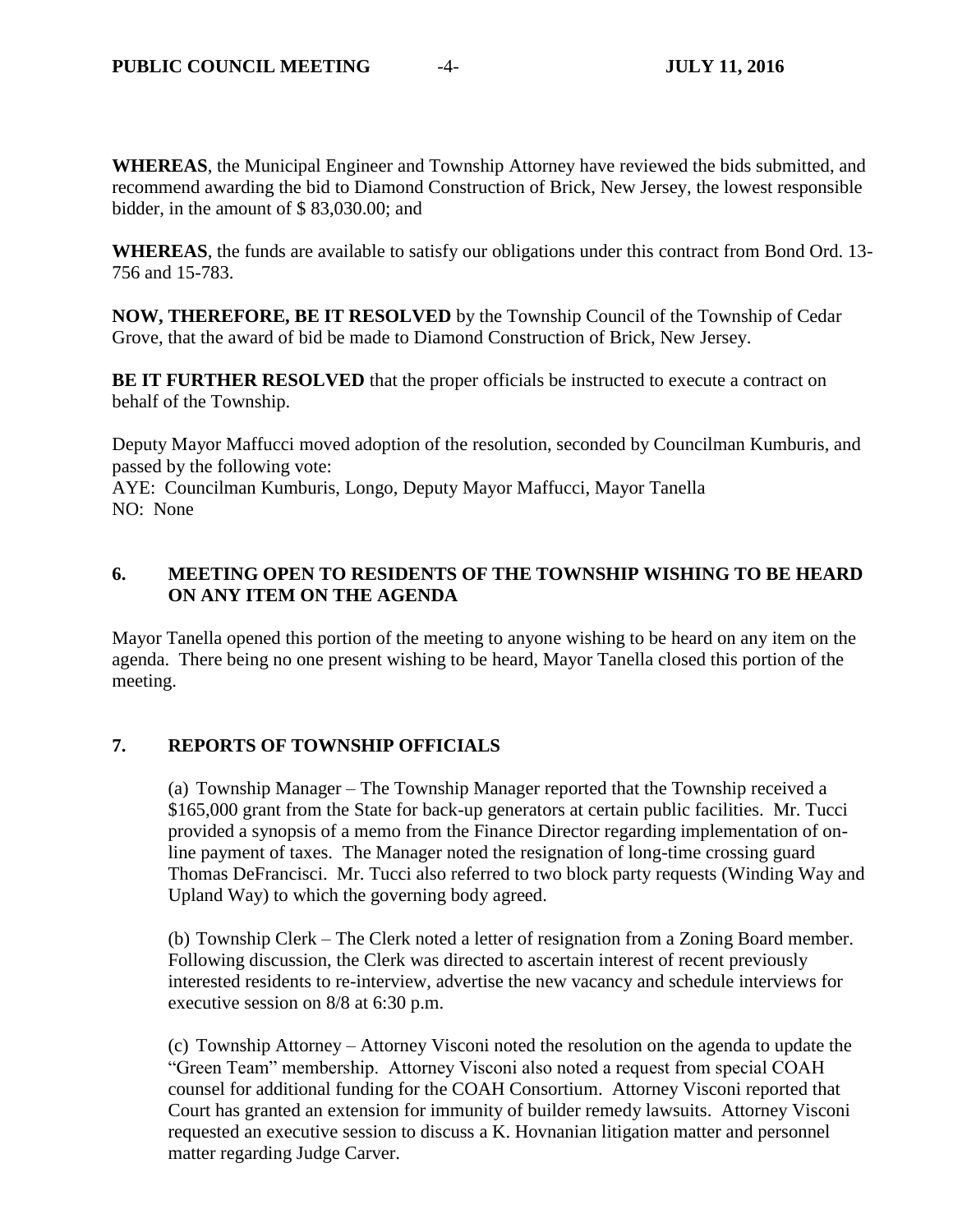**WHEREAS**, the Municipal Engineer and Township Attorney have reviewed the bids submitted, and recommend awarding the bid to Diamond Construction of Brick, New Jersey, the lowest responsible bidder, in the amount of $ 83,030.00; and

**WHEREAS**, the funds are available to satisfy our obligations under this contract from Bond Ord. 13-756 and 15-783.

**NOW, THEREFORE, BE IT RESOLVED** by the Township Council of the Township of Cedar Grove, that the award of bid be made to Diamond Construction of Brick, New Jersey.

**BE IT FURTHER RESOLVED** that the proper officials be instructed to execute a contract on behalf of the Township.

Deputy Mayor Maffucci moved adoption of the resolution, seconded by Councilman Kumburis, and passed by the following vote:
AYE: Councilman Kumburis, Longo, Deputy Mayor Maffucci, Mayor Tanella
NO: None

## 6. MEETING OPEN TO RESIDENTS OF THE TOWNSHIP WISHING TO BE HEARD ON ANY ITEM ON THE AGENDA

Mayor Tanella opened this portion of the meeting to anyone wishing to be heard on any item on the agenda. There being no one present wishing to be heard, Mayor Tanella closed this portion of the meeting.

## 7. REPORTS OF TOWNSHIP OFFICIALS

(a) Township Manager – The Township Manager reported that the Township received a $165,000 grant from the State for back-up generators at certain public facilities. Mr. Tucci provided a synopsis of a memo from the Finance Director regarding implementation of on-line payment of taxes. The Manager noted the resignation of long-time crossing guard Thomas DeFrancisci. Mr. Tucci also referred to two block party requests (Winding Way and Upland Way) to which the governing body agreed.

(b) Township Clerk – The Clerk noted a letter of resignation from a Zoning Board member. Following discussion, the Clerk was directed to ascertain interest of recent previously interested residents to re-interview, advertise the new vacancy and schedule interviews for executive session on 8/8 at 6:30 p.m.

(c) Township Attorney – Attorney Visconi noted the resolution on the agenda to update the "Green Team" membership. Attorney Visconi also noted a request from special COAH counsel for additional funding for the COAH Consortium. Attorney Visconi reported that Court has granted an extension for immunity of builder remedy lawsuits. Attorney Visconi requested an executive session to discuss a K. Hovnanian litigation matter and personnel matter regarding Judge Carver.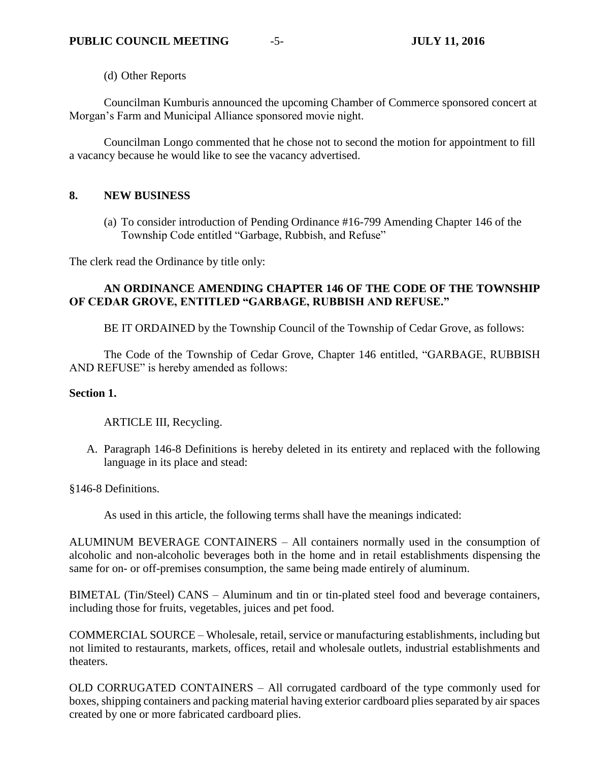(d) Other Reports

Councilman Kumburis announced the upcoming Chamber of Commerce sponsored concert at Morgan's Farm and Municipal Alliance sponsored movie night.

Councilman Longo commented that he chose not to second the motion for appointment to fill a vacancy because he would like to see the vacancy advertised.

## 8. NEW BUSINESS

(a) To consider introduction of Pending Ordinance #16-799 Amending Chapter 146 of the Township Code entitled "Garbage, Rubbish, and Refuse"

The clerk read the Ordinance by title only:

**AN ORDINANCE AMENDING CHAPTER 146 OF THE CODE OF THE TOWNSHIP OF CEDAR GROVE, ENTITLED "GARBAGE, RUBBISH AND REFUSE."**

BE IT ORDAINED by the Township Council of the Township of Cedar Grove, as follows:

The Code of the Township of Cedar Grove, Chapter 146 entitled, "GARBAGE, RUBBISH AND REFUSE" is hereby amended as follows:

**Section 1.**

ARTICLE III, Recycling.

A. Paragraph 146-8 Definitions is hereby deleted in its entirety and replaced with the following language in its place and stead:

§146-8 Definitions.

As used in this article, the following terms shall have the meanings indicated:

ALUMINUM BEVERAGE CONTAINERS – All containers normally used in the consumption of alcoholic and non-alcoholic beverages both in the home and in retail establishments dispensing the same for on- or off-premises consumption, the same being made entirely of aluminum.

BIMETAL (Tin/Steel) CANS – Aluminum and tin or tin-plated steel food and beverage containers, including those for fruits, vegetables, juices and pet food.

COMMERCIAL SOURCE – Wholesale, retail, service or manufacturing establishments, including but not limited to restaurants, markets, offices, retail and wholesale outlets, industrial establishments and theaters.

OLD CORRUGATED CONTAINERS – All corrugated cardboard of the type commonly used for boxes, shipping containers and packing material having exterior cardboard plies separated by air spaces created by one or more fabricated cardboard plies.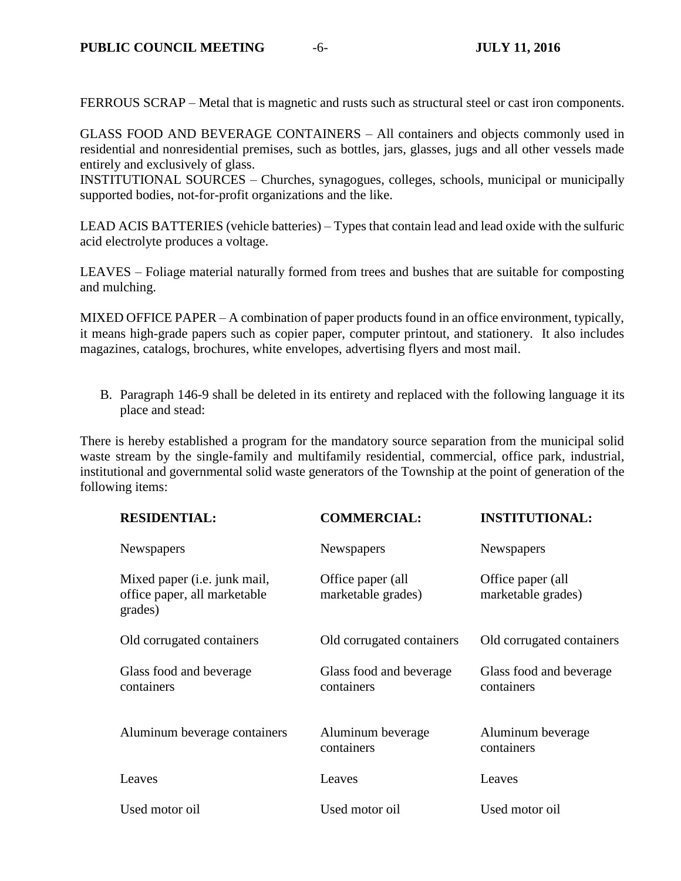FERROUS SCRAP – Metal that is magnetic and rusts such as structural steel or cast iron components.

GLASS FOOD AND BEVERAGE CONTAINERS – All containers and objects commonly used in residential and nonresidential premises, such as bottles, jars, glasses, jugs and all other vessels made entirely and exclusively of glass.
INSTITUTIONAL SOURCES – Churches, synagogues, colleges, schools, municipal or municipally supported bodies, not-for-profit organizations and the like.

LEAD ACIS BATTERIES (vehicle batteries) – Types that contain lead and lead oxide with the sulfuric acid electrolyte produces a voltage.

LEAVES – Foliage material naturally formed from trees and bushes that are suitable for composting and mulching.

MIXED OFFICE PAPER – A combination of paper products found in an office environment, typically, it means high-grade papers such as copier paper, computer printout, and stationery. It also includes magazines, catalogs, brochures, white envelopes, advertising flyers and most mail.

B. Paragraph 146-9 shall be deleted in its entirety and replaced with the following language it its place and stead:

There is hereby established a program for the mandatory source separation from the municipal solid waste stream by the single-family and multifamily residential, commercial, office park, industrial, institutional and governmental solid waste generators of the Township at the point of generation of the following items:

| **RESIDENTIAL:** | **COMMERCIAL:** | **INSTITUTIONAL:** |
|---|---|---|
| Newspapers | Newspapers | Newspapers |
| Mixed paper (i.e. junk mail, office paper, all marketable grades) | Office paper (all marketable grades) | Office paper (all marketable grades) |
| Old corrugated containers | Old corrugated containers | Old corrugated containers |
| Glass food and beverage containers | Glass food and beverage containers | Glass food and beverage containers |
| Aluminum beverage containers | Aluminum beverage containers | Aluminum beverage containers |
| Leaves | Leaves | Leaves |
| Used motor oil | Used motor oil | Used motor oil |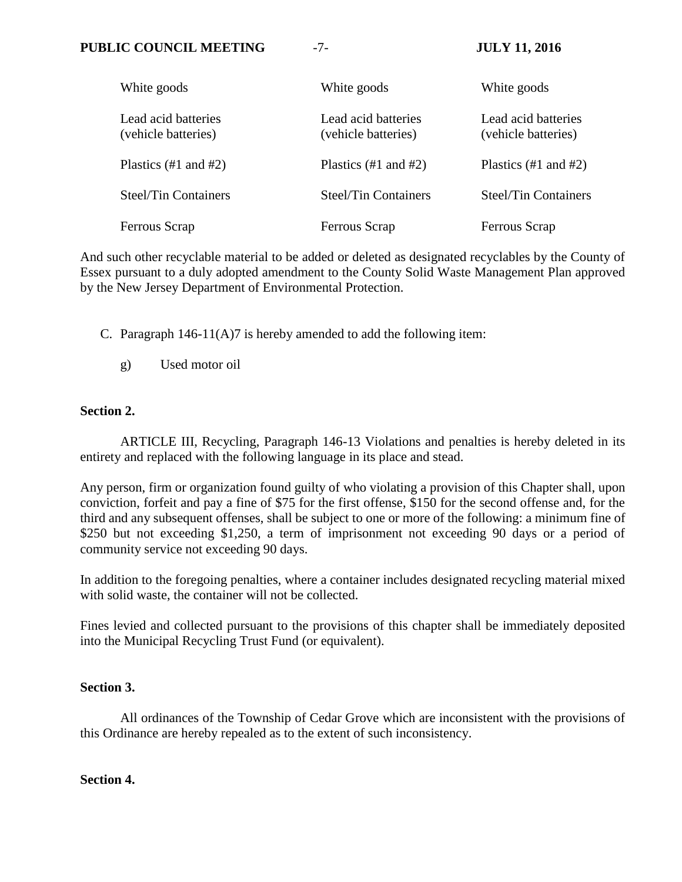| | | |
|---|---|---|
| White goods | White goods | White goods |
| Lead acid batteries (vehicle batteries) | Lead acid batteries (vehicle batteries) | Lead acid batteries (vehicle batteries) |
| Plastics (#1 and #2) | Plastics (#1 and #2) | Plastics (#1 and #2) |
| Steel/Tin Containers | Steel/Tin Containers | Steel/Tin Containers |
| Ferrous Scrap | Ferrous Scrap | Ferrous Scrap |

And such other recyclable material to be added or deleted as designated recyclables by the County of Essex pursuant to a duly adopted amendment to the County Solid Waste Management Plan approved by the New Jersey Department of Environmental Protection.

C. Paragraph 146-11(A)7 is hereby amended to add the following item:

   g) Used motor oil

**Section 2.**

ARTICLE III, Recycling, Paragraph 146-13 Violations and penalties is hereby deleted in its entirety and replaced with the following language in its place and stead.

Any person, firm or organization found guilty of who violating a provision of this Chapter shall, upon conviction, forfeit and pay a fine of $75 for the first offense, $150 for the second offense and, for the third and any subsequent offenses, shall be subject to one or more of the following: a minimum fine of $250 but not exceeding $1,250, a term of imprisonment not exceeding 90 days or a period of community service not exceeding 90 days.

In addition to the foregoing penalties, where a container includes designated recycling material mixed with solid waste, the container will not be collected.

Fines levied and collected pursuant to the provisions of this chapter shall be immediately deposited into the Municipal Recycling Trust Fund (or equivalent).

**Section 3.**

All ordinances of the Township of Cedar Grove which are inconsistent with the provisions of this Ordinance are hereby repealed as to the extent of such inconsistency.

**Section 4.**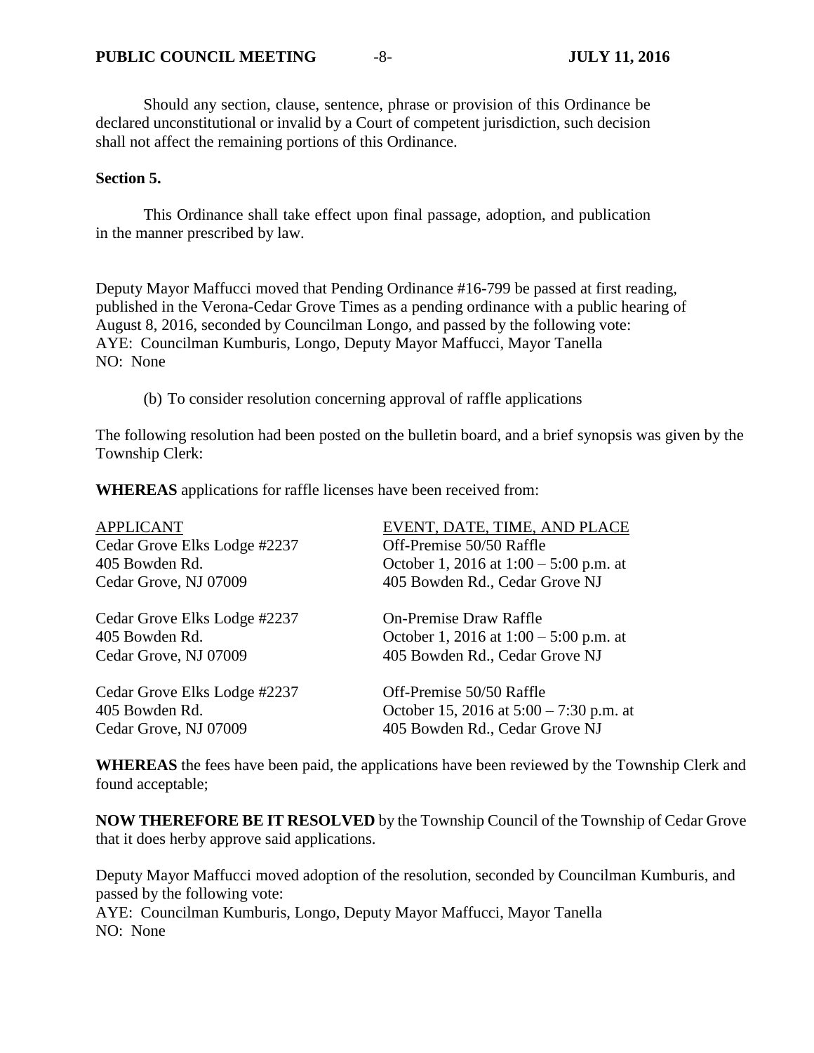Should any section, clause, sentence, phrase or provision of this Ordinance be declared unconstitutional or invalid by a Court of competent jurisdiction, such decision shall not affect the remaining portions of this Ordinance.

**Section 5.**

This Ordinance shall take effect upon final passage, adoption, and publication in the manner prescribed by law.

Deputy Mayor Maffucci moved that Pending Ordinance #16-799 be passed at first reading, published in the Verona-Cedar Grove Times as a pending ordinance with a public hearing of August 8, 2016, seconded by Councilman Longo, and passed by the following vote:
AYE: Councilman Kumburis, Longo, Deputy Mayor Maffucci, Mayor Tanella
NO: None

(b) To consider resolution concerning approval of raffle applications

The following resolution had been posted on the bulletin board, and a brief synopsis was given by the Township Clerk:

**WHEREAS** applications for raffle licenses have been received from:

| APPLICANT | EVENT, DATE, TIME, AND PLACE |
| --- | --- |
| Cedar Grove Elks Lodge #2237<br>405 Bowden Rd.<br>Cedar Grove, NJ 07009 | Off-Premise 50/50 Raffle<br>October 1, 2016 at 1:00 – 5:00 p.m. at<br>405 Bowden Rd., Cedar Grove NJ |
| Cedar Grove Elks Lodge #2237<br>405 Bowden Rd.<br>Cedar Grove, NJ 07009 | On-Premise Draw Raffle<br>October 1, 2016 at 1:00 – 5:00 p.m. at<br>405 Bowden Rd., Cedar Grove NJ |
| Cedar Grove Elks Lodge #2237<br>405 Bowden Rd.<br>Cedar Grove, NJ 07009 | Off-Premise 50/50 Raffle<br>October 15, 2016 at 5:00 – 7:30 p.m. at<br>405 Bowden Rd., Cedar Grove NJ |

**WHEREAS** the fees have been paid, the applications have been reviewed by the Township Clerk and found acceptable;

**NOW THEREFORE BE IT RESOLVED** by the Township Council of the Township of Cedar Grove that it does herby approve said applications.

Deputy Mayor Maffucci moved adoption of the resolution, seconded by Councilman Kumburis, and passed by the following vote:
AYE: Councilman Kumburis, Longo, Deputy Mayor Maffucci, Mayor Tanella
NO: None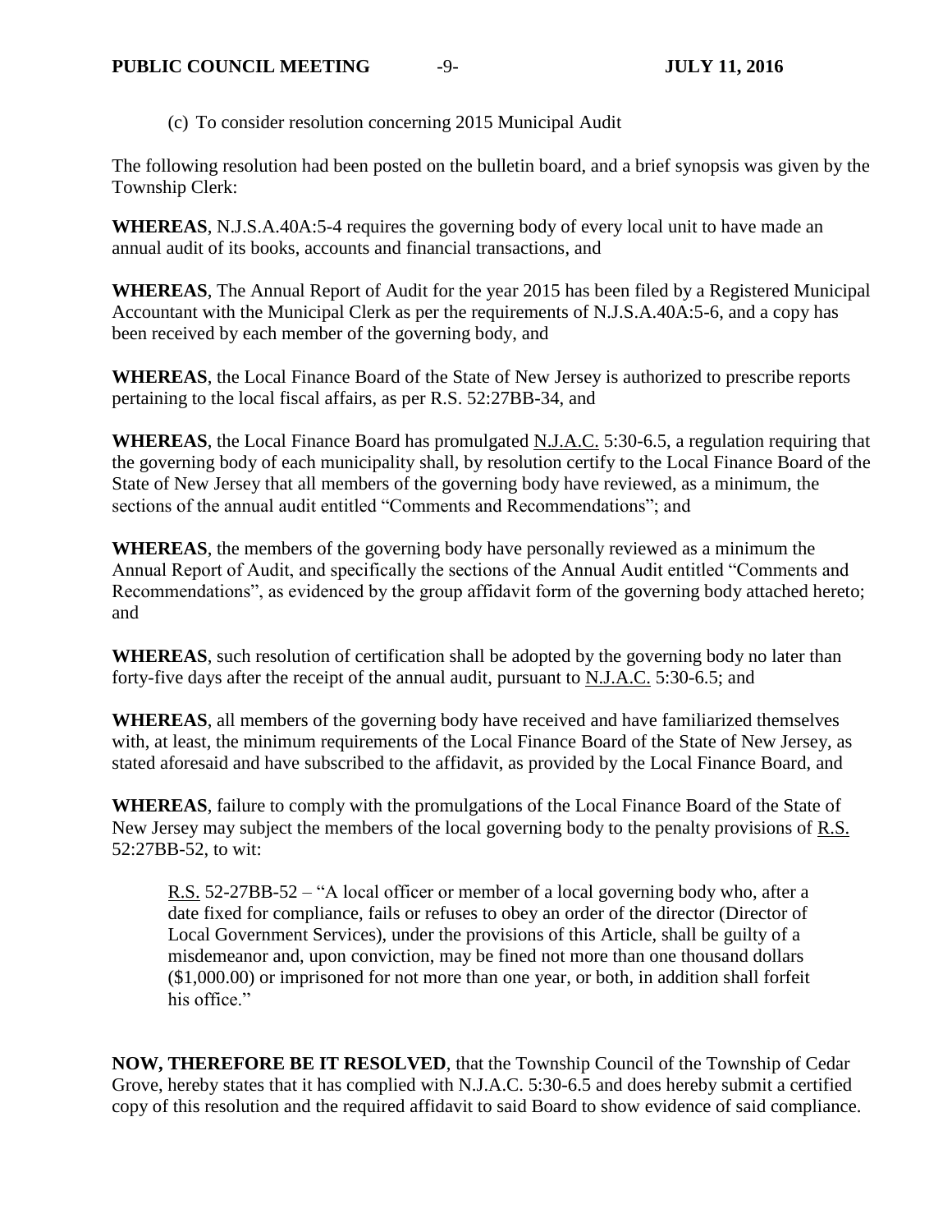(c) To consider resolution concerning 2015 Municipal Audit

The following resolution had been posted on the bulletin board, and a brief synopsis was given by the Township Clerk:

**WHEREAS**, N.J.S.A.40A:5-4 requires the governing body of every local unit to have made an annual audit of its books, accounts and financial transactions, and

**WHEREAS**, The Annual Report of Audit for the year 2015 has been filed by a Registered Municipal Accountant with the Municipal Clerk as per the requirements of N.J.S.A.40A:5-6, and a copy has been received by each member of the governing body, and

**WHEREAS**, the Local Finance Board of the State of New Jersey is authorized to prescribe reports pertaining to the local fiscal affairs, as per R.S. 52:27BB-34, and

**WHEREAS**, the Local Finance Board has promulgated N.J.A.C. 5:30-6.5, a regulation requiring that the governing body of each municipality shall, by resolution certify to the Local Finance Board of the State of New Jersey that all members of the governing body have reviewed, as a minimum, the sections of the annual audit entitled "Comments and Recommendations"; and

**WHEREAS**, the members of the governing body have personally reviewed as a minimum the Annual Report of Audit, and specifically the sections of the Annual Audit entitled "Comments and Recommendations", as evidenced by the group affidavit form of the governing body attached hereto; and

**WHEREAS**, such resolution of certification shall be adopted by the governing body no later than forty-five days after the receipt of the annual audit, pursuant to N.J.A.C. 5:30-6.5; and

**WHEREAS**, all members of the governing body have received and have familiarized themselves with, at least, the minimum requirements of the Local Finance Board of the State of New Jersey, as stated aforesaid and have subscribed to the affidavit, as provided by the Local Finance Board, and

**WHEREAS**, failure to comply with the promulgations of the Local Finance Board of the State of New Jersey may subject the members of the local governing body to the penalty provisions of R.S. 52:27BB-52, to wit:

> R.S. 52-27BB-52 – "A local officer or member of a local governing body who, after a date fixed for compliance, fails or refuses to obey an order of the director (Director of Local Government Services), under the provisions of this Article, shall be guilty of a misdemeanor and, upon conviction, may be fined not more than one thousand dollars ($1,000.00) or imprisoned for not more than one year, or both, in addition shall forfeit his office."

**NOW, THEREFORE BE IT RESOLVED**, that the Township Council of the Township of Cedar Grove, hereby states that it has complied with N.J.A.C. 5:30-6.5 and does hereby submit a certified copy of this resolution and the required affidavit to said Board to show evidence of said compliance.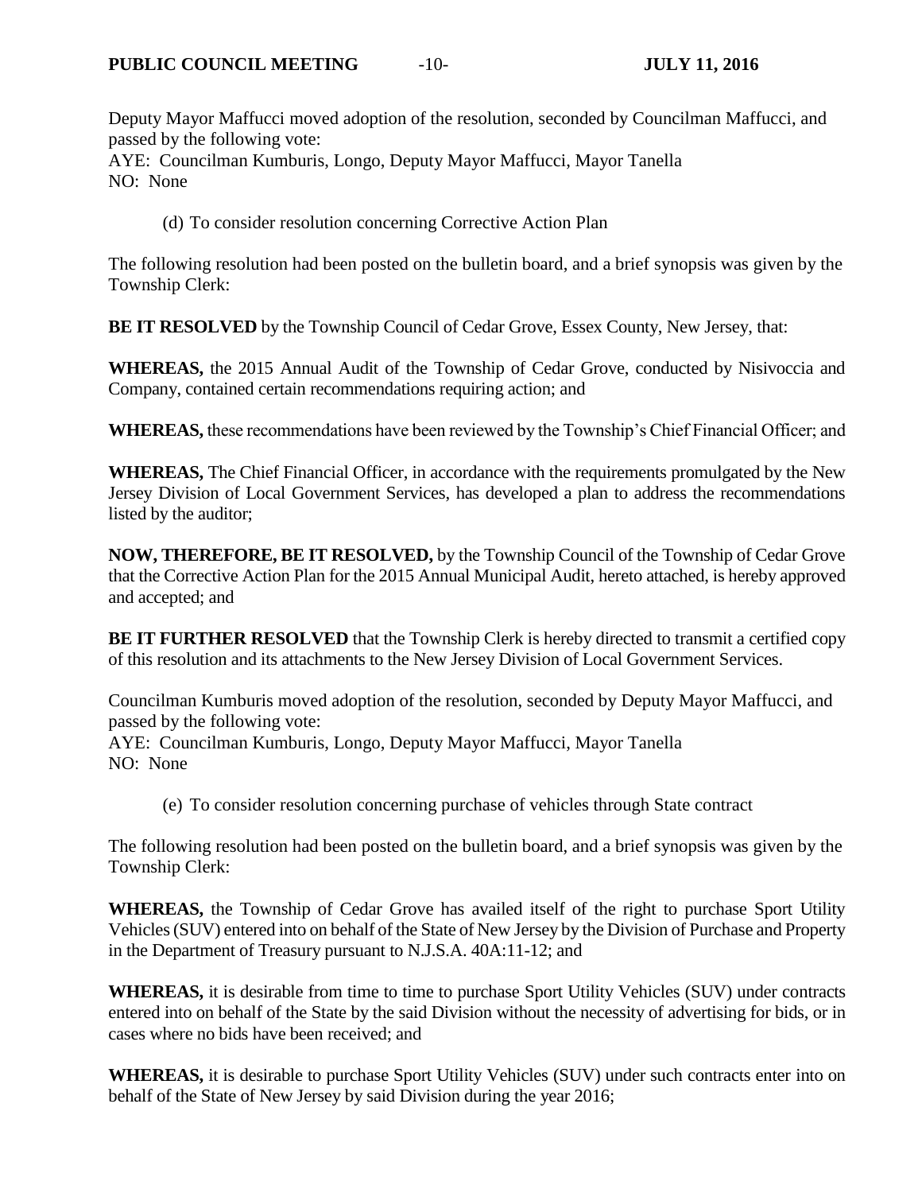Deputy Mayor Maffucci moved adoption of the resolution, seconded by Councilman Maffucci, and passed by the following vote:
AYE: Councilman Kumburis, Longo, Deputy Mayor Maffucci, Mayor Tanella
NO: None

(d) To consider resolution concerning Corrective Action Plan

The following resolution had been posted on the bulletin board, and a brief synopsis was given by the Township Clerk:

**BE IT RESOLVED** by the Township Council of Cedar Grove, Essex County, New Jersey, that:

**WHEREAS,** the 2015 Annual Audit of the Township of Cedar Grove, conducted by Nisivoccia and Company, contained certain recommendations requiring action; and

**WHEREAS,** these recommendations have been reviewed by the Township's Chief Financial Officer; and

**WHEREAS,** The Chief Financial Officer, in accordance with the requirements promulgated by the New Jersey Division of Local Government Services, has developed a plan to address the recommendations listed by the auditor;

**NOW, THEREFORE, BE IT RESOLVED,** by the Township Council of the Township of Cedar Grove that the Corrective Action Plan for the 2015 Annual Municipal Audit, hereto attached, is hereby approved and accepted; and

**BE IT FURTHER RESOLVED** that the Township Clerk is hereby directed to transmit a certified copy of this resolution and its attachments to the New Jersey Division of Local Government Services.

Councilman Kumburis moved adoption of the resolution, seconded by Deputy Mayor Maffucci, and passed by the following vote:
AYE: Councilman Kumburis, Longo, Deputy Mayor Maffucci, Mayor Tanella
NO: None

(e) To consider resolution concerning purchase of vehicles through State contract

The following resolution had been posted on the bulletin board, and a brief synopsis was given by the Township Clerk:

**WHEREAS,** the Township of Cedar Grove has availed itself of the right to purchase Sport Utility Vehicles (SUV) entered into on behalf of the State of New Jersey by the Division of Purchase and Property in the Department of Treasury pursuant to N.J.S.A. 40A:11-12; and

**WHEREAS,** it is desirable from time to time to purchase Sport Utility Vehicles (SUV) under contracts entered into on behalf of the State by the said Division without the necessity of advertising for bids, or in cases where no bids have been received; and

**WHEREAS,** it is desirable to purchase Sport Utility Vehicles (SUV) under such contracts enter into on behalf of the State of New Jersey by said Division during the year 2016;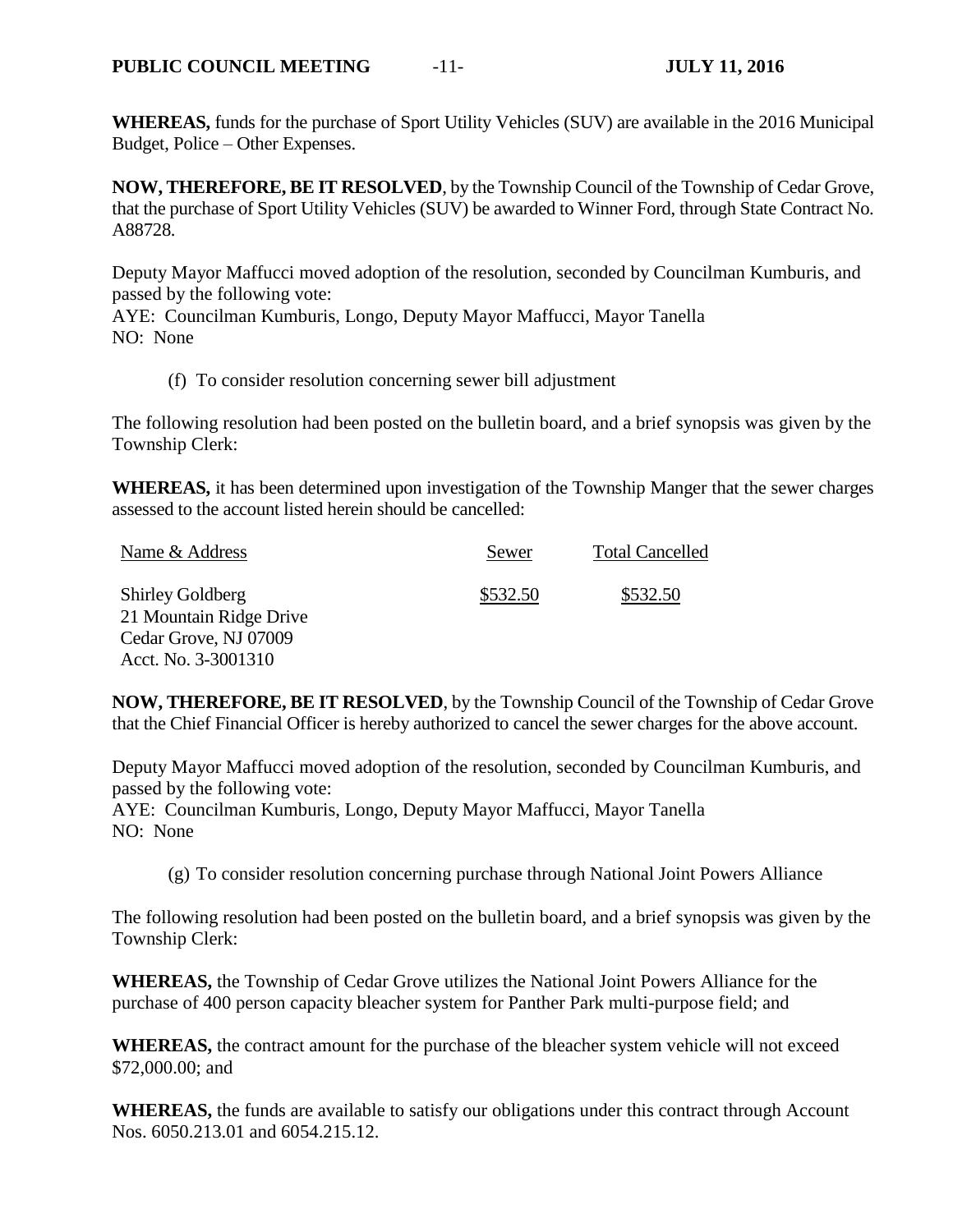**WHEREAS,** funds for the purchase of Sport Utility Vehicles (SUV) are available in the 2016 Municipal Budget, Police – Other Expenses.

**NOW, THEREFORE, BE IT RESOLVED**, by the Township Council of the Township of Cedar Grove, that the purchase of Sport Utility Vehicles (SUV) be awarded to Winner Ford, through State Contract No. A88728.

Deputy Mayor Maffucci moved adoption of the resolution, seconded by Councilman Kumburis, and passed by the following vote:
AYE: Councilman Kumburis, Longo, Deputy Mayor Maffucci, Mayor Tanella
NO: None

(f) To consider resolution concerning sewer bill adjustment

The following resolution had been posted on the bulletin board, and a brief synopsis was given by the Township Clerk:

**WHEREAS,** it has been determined upon investigation of the Township Manger that the sewer charges assessed to the account listed herein should be cancelled:

| Name & Address | Sewer | Total Cancelled |
|---|---|---|
| Shirley Goldberg<br>21 Mountain Ridge Drive<br>Cedar Grove, NJ 07009<br>Acct. No. 3-3001310 | \$532.50 | \$532.50 |

**NOW, THEREFORE, BE IT RESOLVED**, by the Township Council of the Township of Cedar Grove that the Chief Financial Officer is hereby authorized to cancel the sewer charges for the above account.

Deputy Mayor Maffucci moved adoption of the resolution, seconded by Councilman Kumburis, and passed by the following vote:
AYE: Councilman Kumburis, Longo, Deputy Mayor Maffucci, Mayor Tanella
NO: None

(g) To consider resolution concerning purchase through National Joint Powers Alliance

The following resolution had been posted on the bulletin board, and a brief synopsis was given by the Township Clerk:

**WHEREAS,** the Township of Cedar Grove utilizes the National Joint Powers Alliance for the purchase of 400 person capacity bleacher system for Panther Park multi-purpose field; and

**WHEREAS,** the contract amount for the purchase of the bleacher system vehicle will not exceed \$72,000.00; and

**WHEREAS,** the funds are available to satisfy our obligations under this contract through Account Nos. 6050.213.01 and 6054.215.12.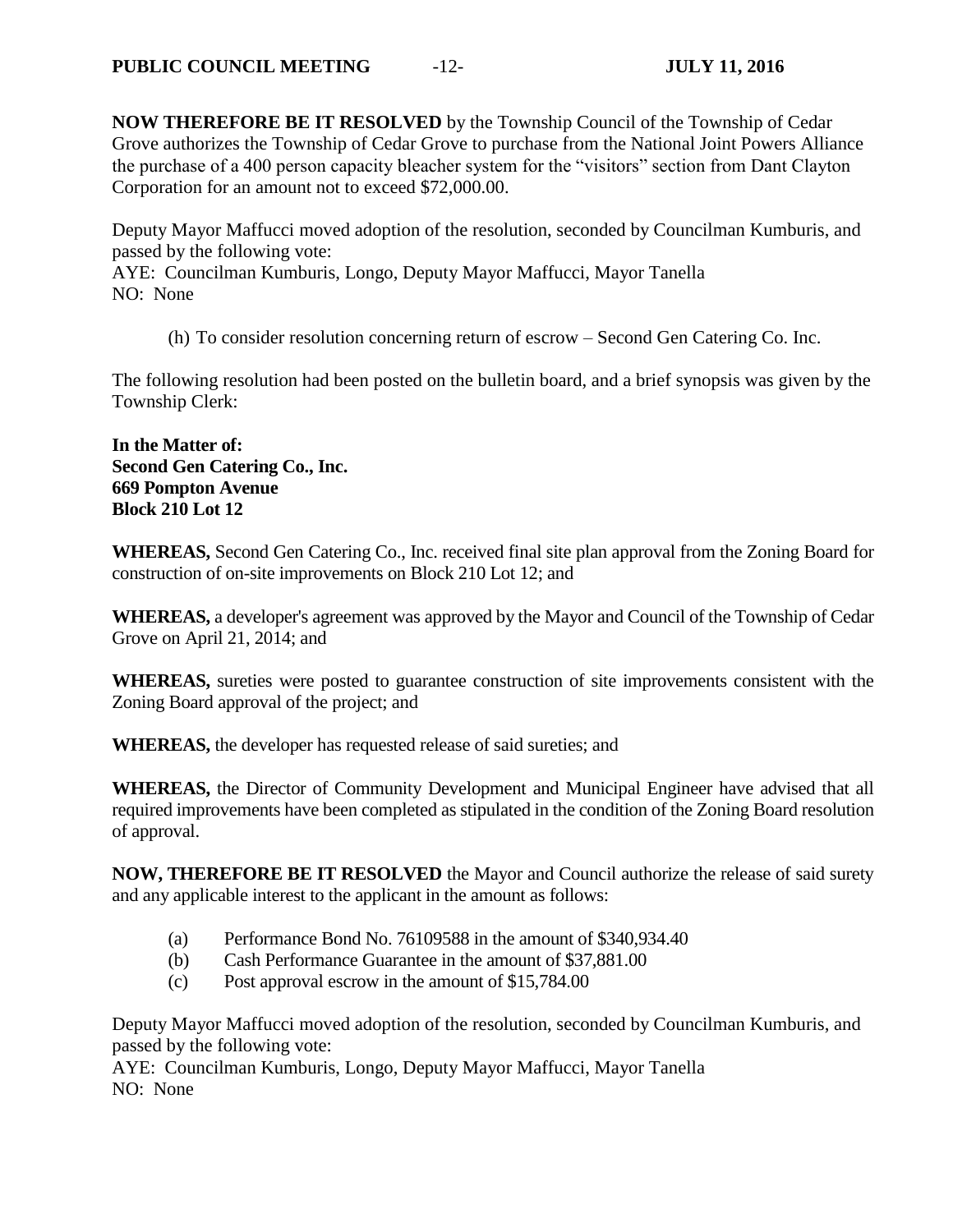**NOW THEREFORE BE IT RESOLVED** by the Township Council of the Township of Cedar Grove authorizes the Township of Cedar Grove to purchase from the National Joint Powers Alliance the purchase of a 400 person capacity bleacher system for the "visitors" section from Dant Clayton Corporation for an amount not to exceed $72,000.00.

Deputy Mayor Maffucci moved adoption of the resolution, seconded by Councilman Kumburis, and passed by the following vote:
AYE: Councilman Kumburis, Longo, Deputy Mayor Maffucci, Mayor Tanella
NO: None

(h) To consider resolution concerning return of escrow – Second Gen Catering Co. Inc.

The following resolution had been posted on the bulletin board, and a brief synopsis was given by the Township Clerk:

**In the Matter of:**
**Second Gen Catering Co., Inc.**
**669 Pompton Avenue**
**Block 210 Lot 12**

**WHEREAS,** Second Gen Catering Co., Inc. received final site plan approval from the Zoning Board for construction of on-site improvements on Block 210 Lot 12; and

**WHEREAS,** a developer's agreement was approved by the Mayor and Council of the Township of Cedar Grove on April 21, 2014; and

**WHEREAS,** sureties were posted to guarantee construction of site improvements consistent with the Zoning Board approval of the project; and

**WHEREAS,** the developer has requested release of said sureties; and

**WHEREAS,** the Director of Community Development and Municipal Engineer have advised that all required improvements have been completed as stipulated in the condition of the Zoning Board resolution of approval.

**NOW, THEREFORE BE IT RESOLVED** the Mayor and Council authorize the release of said surety and any applicable interest to the applicant in the amount as follows:

(a) Performance Bond No. 76109588 in the amount of $340,934.40
(b) Cash Performance Guarantee in the amount of $37,881.00
(c) Post approval escrow in the amount of $15,784.00

Deputy Mayor Maffucci moved adoption of the resolution, seconded by Councilman Kumburis, and passed by the following vote:
AYE: Councilman Kumburis, Longo, Deputy Mayor Maffucci, Mayor Tanella
NO: None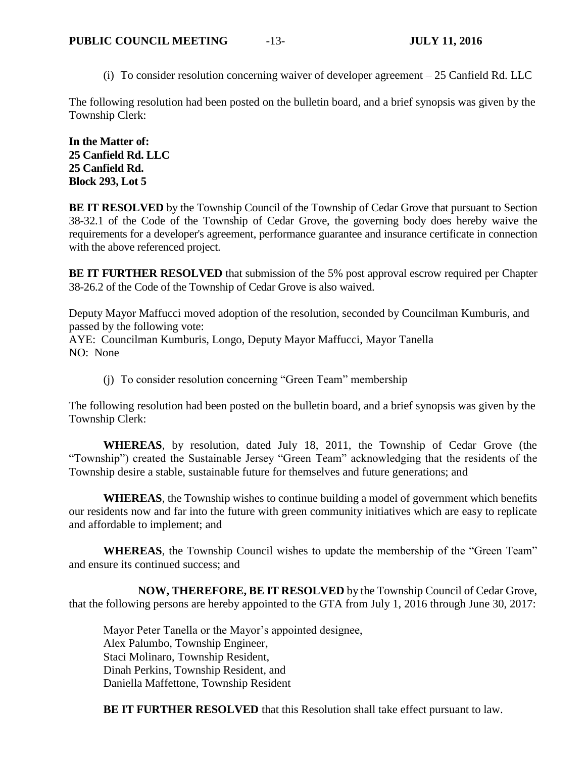(i) To consider resolution concerning waiver of developer agreement – 25 Canfield Rd. LLC

The following resolution had been posted on the bulletin board, and a brief synopsis was given by the Township Clerk:

**In the Matter of:**
**25 Canfield Rd. LLC**
**25 Canfield Rd.**
**Block 293, Lot 5**

**BE IT RESOLVED** by the Township Council of the Township of Cedar Grove that pursuant to Section 38-32.1 of the Code of the Township of Cedar Grove, the governing body does hereby waive the requirements for a developer's agreement, performance guarantee and insurance certificate in connection with the above referenced project.

**BE IT FURTHER RESOLVED** that submission of the 5% post approval escrow required per Chapter 38-26.2 of the Code of the Township of Cedar Grove is also waived.

Deputy Mayor Maffucci moved adoption of the resolution, seconded by Councilman Kumburis, and passed by the following vote:
AYE: Councilman Kumburis, Longo, Deputy Mayor Maffucci, Mayor Tanella
NO: None

(j) To consider resolution concerning "Green Team" membership

The following resolution had been posted on the bulletin board, and a brief synopsis was given by the Township Clerk:

**WHEREAS**, by resolution, dated July 18, 2011, the Township of Cedar Grove (the "Township") created the Sustainable Jersey "Green Team" acknowledging that the residents of the Township desire a stable, sustainable future for themselves and future generations; and

**WHEREAS**, the Township wishes to continue building a model of government which benefits our residents now and far into the future with green community initiatives which are easy to replicate and affordable to implement; and

**WHEREAS**, the Township Council wishes to update the membership of the "Green Team" and ensure its continued success; and

**NOW, THEREFORE, BE IT RESOLVED** by the Township Council of Cedar Grove, that the following persons are hereby appointed to the GTA from July 1, 2016 through June 30, 2017:

Mayor Peter Tanella or the Mayor's appointed designee,
Alex Palumbo, Township Engineer,
Staci Molinaro, Township Resident,
Dinah Perkins, Township Resident, and
Daniella Maffettone, Township Resident

**BE IT FURTHER RESOLVED** that this Resolution shall take effect pursuant to law.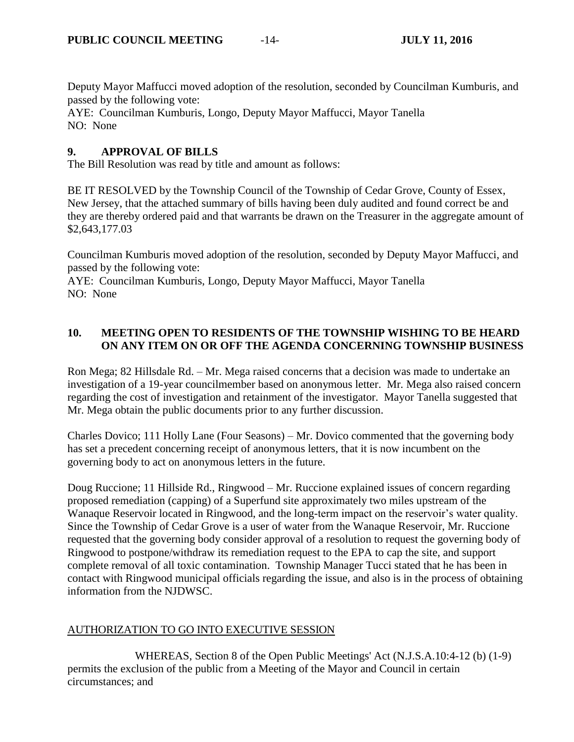Deputy Mayor Maffucci moved adoption of the resolution, seconded by Councilman Kumburis, and passed by the following vote:
AYE: Councilman Kumburis, Longo, Deputy Mayor Maffucci, Mayor Tanella
NO: None

## 9. APPROVAL OF BILLS

The Bill Resolution was read by title and amount as follows:

BE IT RESOLVED by the Township Council of the Township of Cedar Grove, County of Essex, New Jersey, that the attached summary of bills having been duly audited and found correct be and they are thereby ordered paid and that warrants be drawn on the Treasurer in the aggregate amount of $2,643,177.03

Councilman Kumburis moved adoption of the resolution, seconded by Deputy Mayor Maffucci, and passed by the following vote:
AYE: Councilman Kumburis, Longo, Deputy Mayor Maffucci, Mayor Tanella
NO: None

## 10. MEETING OPEN TO RESIDENTS OF THE TOWNSHIP WISHING TO BE HEARD ON ANY ITEM ON OR OFF THE AGENDA CONCERNING TOWNSHIP BUSINESS

Ron Mega; 82 Hillsdale Rd. – Mr. Mega raised concerns that a decision was made to undertake an investigation of a 19-year councilmember based on anonymous letter. Mr. Mega also raised concern regarding the cost of investigation and retainment of the investigator. Mayor Tanella suggested that Mr. Mega obtain the public documents prior to any further discussion.

Charles Dovico; 111 Holly Lane (Four Seasons) – Mr. Dovico commented that the governing body has set a precedent concerning receipt of anonymous letters, that it is now incumbent on the governing body to act on anonymous letters in the future.

Doug Ruccione; 11 Hillside Rd., Ringwood – Mr. Ruccione explained issues of concern regarding proposed remediation (capping) of a Superfund site approximately two miles upstream of the Wanaque Reservoir located in Ringwood, and the long-term impact on the reservoir's water quality. Since the Township of Cedar Grove is a user of water from the Wanaque Reservoir, Mr. Ruccione requested that the governing body consider approval of a resolution to request the governing body of Ringwood to postpone/withdraw its remediation request to the EPA to cap the site, and support complete removal of all toxic contamination. Township Manager Tucci stated that he has been in contact with Ringwood municipal officials regarding the issue, and also is in the process of obtaining information from the NJDWSC.

AUTHORIZATION TO GO INTO EXECUTIVE SESSION

WHEREAS, Section 8 of the Open Public Meetings' Act (N.J.S.A.10:4-12 (b) (1-9) permits the exclusion of the public from a Meeting of the Mayor and Council in certain circumstances; and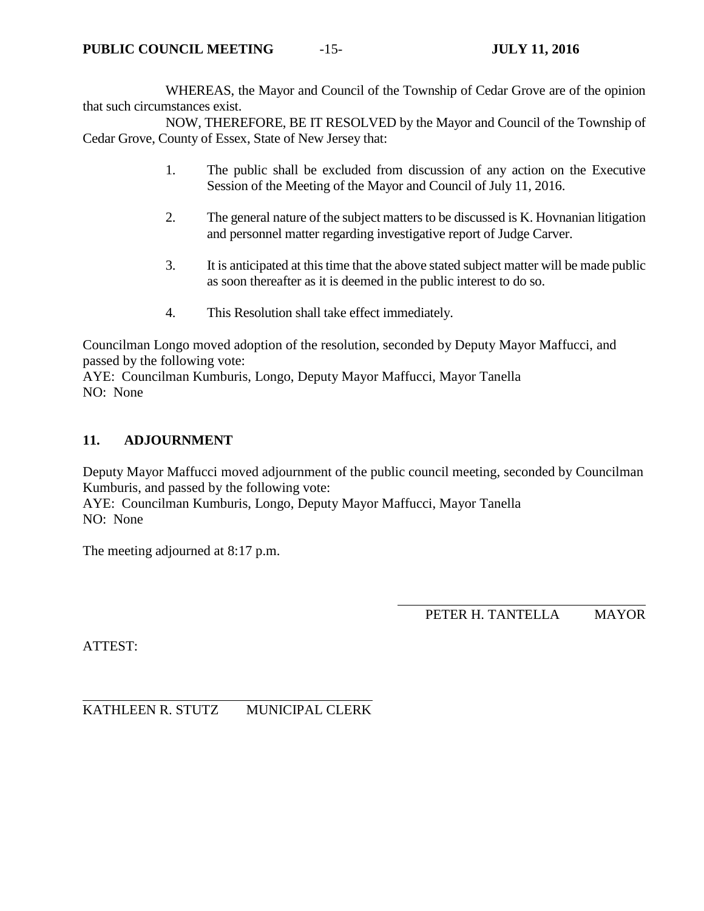WHEREAS, the Mayor and Council of the Township of Cedar Grove are of the opinion that such circumstances exist.

NOW, THEREFORE, BE IT RESOLVED by the Mayor and Council of the Township of Cedar Grove, County of Essex, State of New Jersey that:

1. The public shall be excluded from discussion of any action on the Executive Session of the Meeting of the Mayor and Council of July 11, 2016.

2. The general nature of the subject matters to be discussed is K. Hovnanian litigation and personnel matter regarding investigative report of Judge Carver.

3. It is anticipated at this time that the above stated subject matter will be made public as soon thereafter as it is deemed in the public interest to do so.

4. This Resolution shall take effect immediately.

Councilman Longo moved adoption of the resolution, seconded by Deputy Mayor Maffucci, and passed by the following vote:
AYE: Councilman Kumburis, Longo, Deputy Mayor Maffucci, Mayor Tanella
NO: None

## 11. ADJOURNMENT

Deputy Mayor Maffucci moved adjournment of the public council meeting, seconded by Councilman Kumburis, and passed by the following vote:
AYE: Councilman Kumburis, Longo, Deputy Mayor Maffucci, Mayor Tanella
NO: None

The meeting adjourned at 8:17 p.m.

PETER H. TANTELLA MAYOR

ATTEST:

KATHLEEN R. STUTZ MUNICIPAL CLERK